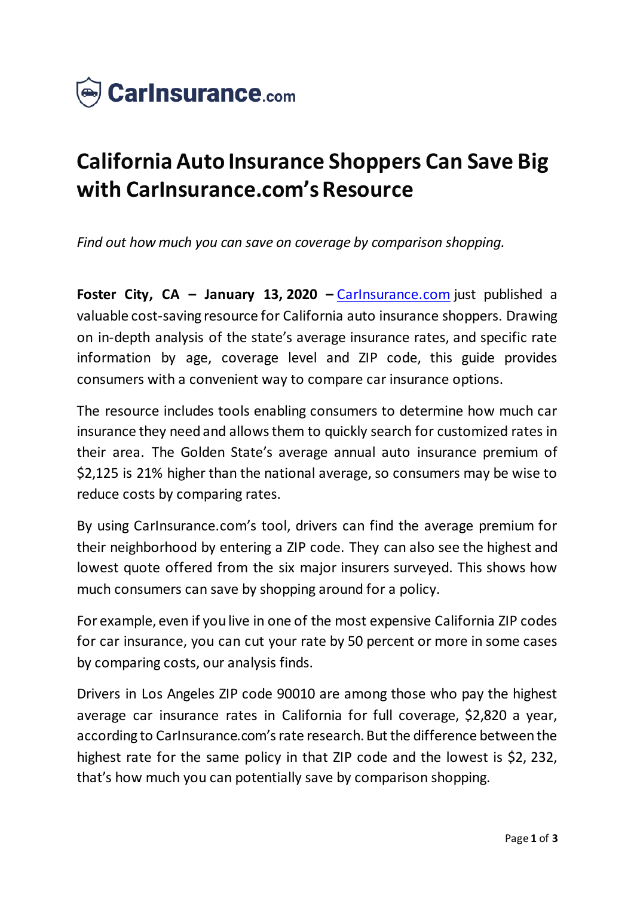CarInsurance.com

# California Auto Insurance Shoppers Can Save Big with CarInsurance.com's Resource

*Find out how much you can save on coverage by comparison shopping.*

**Foster City, CA – January 13, 2020 –** CarInsurance.com just published a valuable cost-saving resource for California auto insurance shoppers. Drawing on in-depth analysis of the state's average insurance rates, and specific rate information by age, coverage level and ZIP code, this guide provides consumers with a convenient way to compare car insurance options.

The resource includes tools enabling consumers to determine how much car insurance they need and allows them to quickly search for customized rates in their area. The Golden State's average annual auto insurance premium of $2,125 is 21% higher than the national average, so consumers may be wise to reduce costs by comparing rates.

By using CarInsurance.com's tool, drivers can find the average premium for their neighborhood by entering a ZIP code. They can also see the highest and lowest quote offered from the six major insurers surveyed. This shows how much consumers can save by shopping around for a policy.

For example, even if you live in one of the most expensive California ZIP codes for car insurance, you can cut your rate by 50 percent or more in some cases by comparing costs, our analysis finds.

Drivers in Los Angeles ZIP code 90010 are among those who pay the highest average car insurance rates in California for full coverage, $2,820 a year, according to CarInsurance.com's rate research. But the difference between the highest rate for the same policy in that ZIP code and the lowest is $2, 232, that's how much you can potentially save by comparison shopping.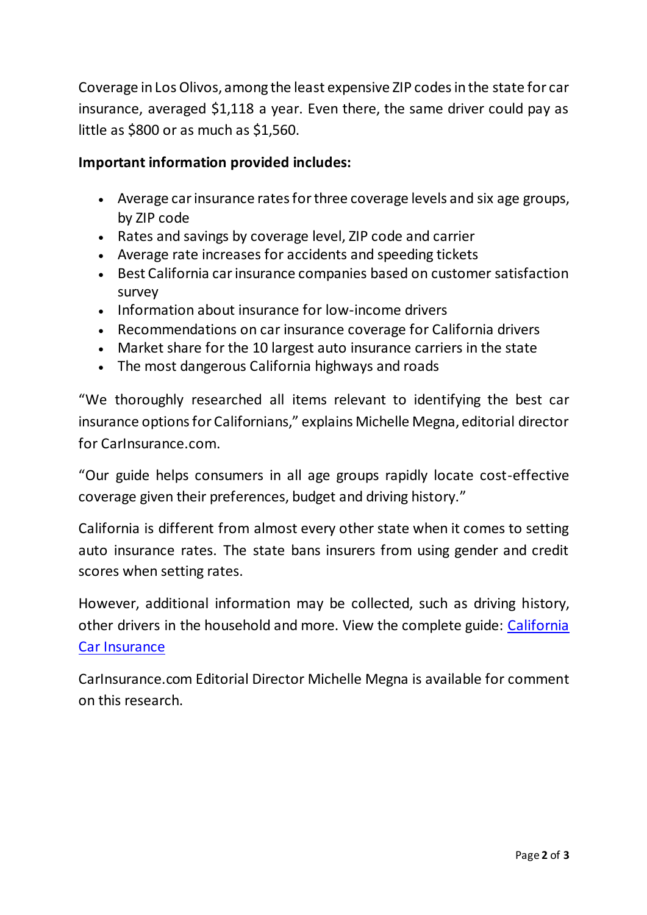Coverage in Los Olivos, among the least expensive ZIP codes in the state for car insurance, averaged $1,118 a year. Even there, the same driver could pay as little as $800 or as much as $1,560.

**Important information provided includes:**

- Average car insurance rates for three coverage levels and six age groups, by ZIP code
- Rates and savings by coverage level, ZIP code and carrier
- Average rate increases for accidents and speeding tickets
- Best California car insurance companies based on customer satisfaction survey
- Information about insurance for low-income drivers
- Recommendations on car insurance coverage for California drivers
- Market share for the 10 largest auto insurance carriers in the state
- The most dangerous California highways and roads

"We thoroughly researched all items relevant to identifying the best car insurance options for Californians," explains Michelle Megna, editorial director for CarInsurance.com.

"Our guide helps consumers in all age groups rapidly locate cost-effective coverage given their preferences, budget and driving history."

California is different from almost every other state when it comes to setting auto insurance rates. The state bans insurers from using gender and credit scores when setting rates.

However, additional information may be collected, such as driving history, other drivers in the household and more. View the complete guide: [California Car Insurance]

CarInsurance.com Editorial Director Michelle Megna is available for comment on this research.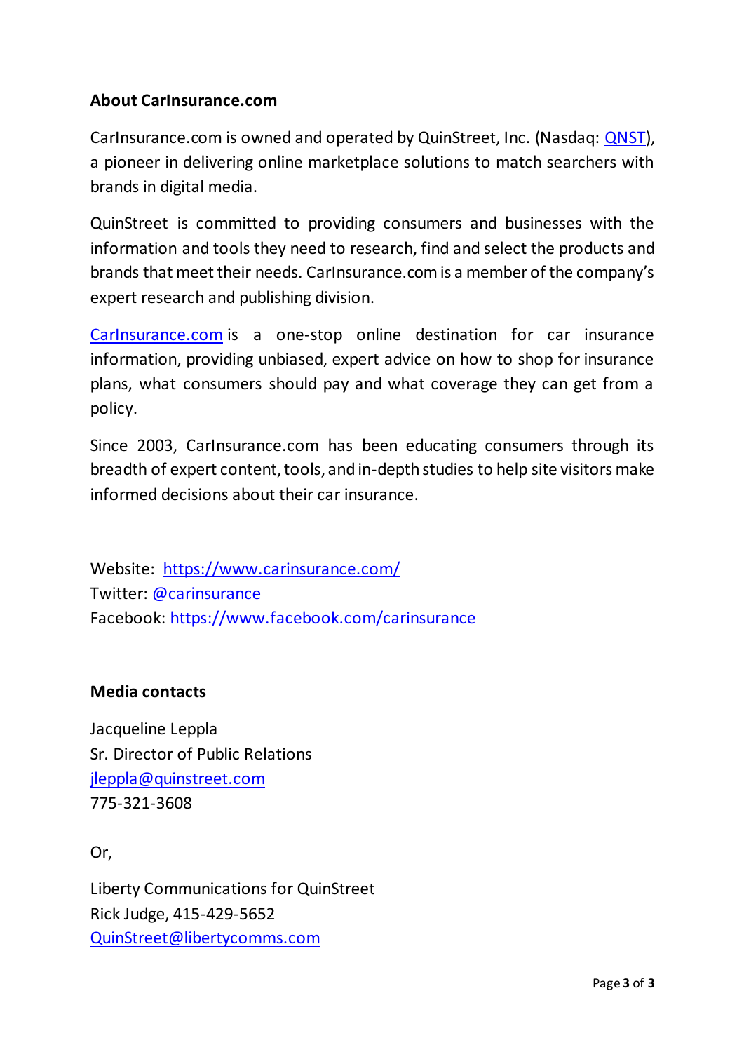**About CarInsurance.com**

CarInsurance.com is owned and operated by QuinStreet, Inc. (Nasdaq: QNST), a pioneer in delivering online marketplace solutions to match searchers with brands in digital media.

QuinStreet is committed to providing consumers and businesses with the information and tools they need to research, find and select the products and brands that meet their needs. CarInsurance.com is a member of the company's expert research and publishing division.

CarInsurance.com is a one-stop online destination for car insurance information, providing unbiased, expert advice on how to shop for insurance plans, what consumers should pay and what coverage they can get from a policy.

Since 2003, CarInsurance.com has been educating consumers through its breadth of expert content, tools, and in-depth studies to help site visitors make informed decisions about their car insurance.

Website: https://www.carinsurance.com/  
Twitter: @carinsurance  
Facebook: https://www.facebook.com/carinsurance

**Media contacts**

Jacqueline Leppla  
Sr. Director of Public Relations  
jleppla@quinstreet.com  
775-321-3608

Or,

Liberty Communications for QuinStreet  
Rick Judge, 415-429-5652  
QuinStreet@libertycomms.com